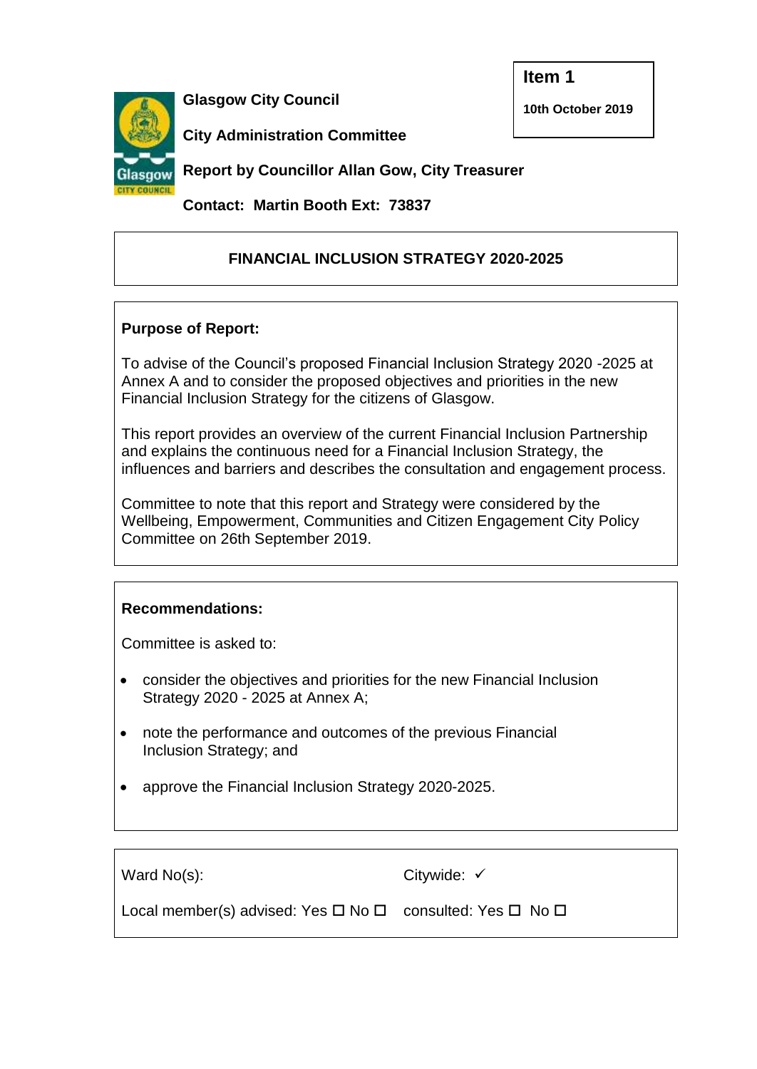**Item 1**

**10th October 2019**

**Glasgow City Council**

**City Administration Committee**

**Report by Councillor Allan Gow, City Treasurer**

**Contact: Martin Booth Ext: 73837**

## FINANCIAL INCLUSION STRATEGY 2020-2025

**Purpose of Report:**

To advise of the Council's proposed Financial Inclusion Strategy 2020 -2025 at Annex A and to consider the proposed objectives and priorities in the new Financial Inclusion Strategy for the citizens of Glasgow.

This report provides an overview of the current Financial Inclusion Partnership and explains the continuous need for a Financial Inclusion Strategy, the influences and barriers and describes the consultation and engagement process.

Committee to note that this report and Strategy were considered by the Wellbeing, Empowerment, Communities and Citizen Engagement City Policy Committee on 26th September 2019.

**Recommendations:**

Committee is asked to:

- consider the objectives and priorities for the new Financial Inclusion Strategy 2020 - 2025 at Annex A;
- note the performance and outcomes of the previous Financial Inclusion Strategy; and
- approve the Financial Inclusion Strategy 2020-2025.

| | |
|---|---|
| Ward No(s): | Citywide: ✓ |
| Local member(s) advised: Yes ☐ No ☐ | consulted: Yes ☐ No ☐ |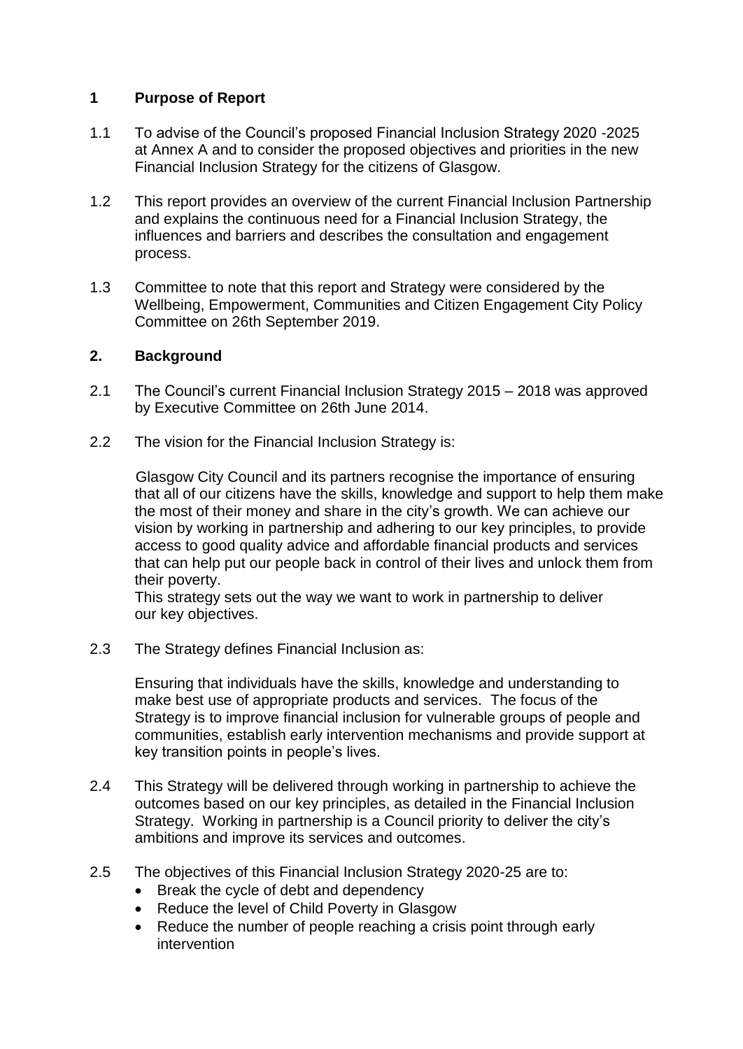## 1 Purpose of Report

1.1 To advise of the Council's proposed Financial Inclusion Strategy 2020 -2025 at Annex A and to consider the proposed objectives and priorities in the new Financial Inclusion Strategy for the citizens of Glasgow.

1.2 This report provides an overview of the current Financial Inclusion Partnership and explains the continuous need for a Financial Inclusion Strategy, the influences and barriers and describes the consultation and engagement process.

1.3 Committee to note that this report and Strategy were considered by the Wellbeing, Empowerment, Communities and Citizen Engagement City Policy Committee on 26th September 2019.

## 2. Background

2.1 The Council's current Financial Inclusion Strategy 2015 – 2018 was approved by Executive Committee on 26th June 2014.

2.2 The vision for the Financial Inclusion Strategy is:

Glasgow City Council and its partners recognise the importance of ensuring that all of our citizens have the skills, knowledge and support to help them make the most of their money and share in the city's growth. We can achieve our vision by working in partnership and adhering to our key principles, to provide access to good quality advice and affordable financial products and services that can help put our people back in control of their lives and unlock them from their poverty.
This strategy sets out the way we want to work in partnership to deliver our key objectives.

2.3 The Strategy defines Financial Inclusion as:

Ensuring that individuals have the skills, knowledge and understanding to make best use of appropriate products and services. The focus of the Strategy is to improve financial inclusion for vulnerable groups of people and communities, establish early intervention mechanisms and provide support at key transition points in people's lives.

2.4 This Strategy will be delivered through working in partnership to achieve the outcomes based on our key principles, as detailed in the Financial Inclusion Strategy. Working in partnership is a Council priority to deliver the city's ambitions and improve its services and outcomes.

2.5 The objectives of this Financial Inclusion Strategy 2020-25 are to:

- Break the cycle of debt and dependency
- Reduce the level of Child Poverty in Glasgow
- Reduce the number of people reaching a crisis point through early intervention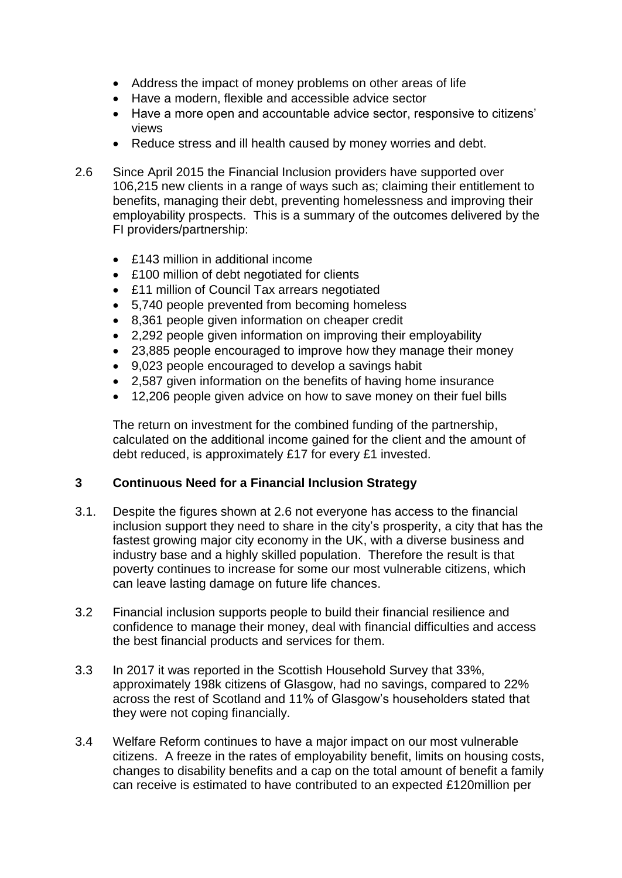- Address the impact of money problems on other areas of life
- Have a modern, flexible and accessible advice sector
- Have a more open and accountable advice sector, responsive to citizens' views
- Reduce stress and ill health caused by money worries and debt.

2.6 Since April 2015 the Financial Inclusion providers have supported over 106,215 new clients in a range of ways such as; claiming their entitlement to benefits, managing their debt, preventing homelessness and improving their employability prospects. This is a summary of the outcomes delivered by the FI providers/partnership:

- £143 million in additional income
- £100 million of debt negotiated for clients
- £11 million of Council Tax arrears negotiated
- 5,740 people prevented from becoming homeless
- 8,361 people given information on cheaper credit
- 2,292 people given information on improving their employability
- 23,885 people encouraged to improve how they manage their money
- 9,023 people encouraged to develop a savings habit
- 2,587 given information on the benefits of having home insurance
- 12,206 people given advice on how to save money on their fuel bills

The return on investment for the combined funding of the partnership, calculated on the additional income gained for the client and the amount of debt reduced, is approximately £17 for every £1 invested.

## 3 Continuous Need for a Financial Inclusion Strategy

3.1. Despite the figures shown at 2.6 not everyone has access to the financial inclusion support they need to share in the city's prosperity, a city that has the fastest growing major city economy in the UK, with a diverse business and industry base and a highly skilled population. Therefore the result is that poverty continues to increase for some our most vulnerable citizens, which can leave lasting damage on future life chances.

3.2 Financial inclusion supports people to build their financial resilience and confidence to manage their money, deal with financial difficulties and access the best financial products and services for them.

3.3 In 2017 it was reported in the Scottish Household Survey that 33%, approximately 198k citizens of Glasgow, had no savings, compared to 22% across the rest of Scotland and 11% of Glasgow's householders stated that they were not coping financially.

3.4 Welfare Reform continues to have a major impact on our most vulnerable citizens. A freeze in the rates of employability benefit, limits on housing costs, changes to disability benefits and a cap on the total amount of benefit a family can receive is estimated to have contributed to an expected £120million per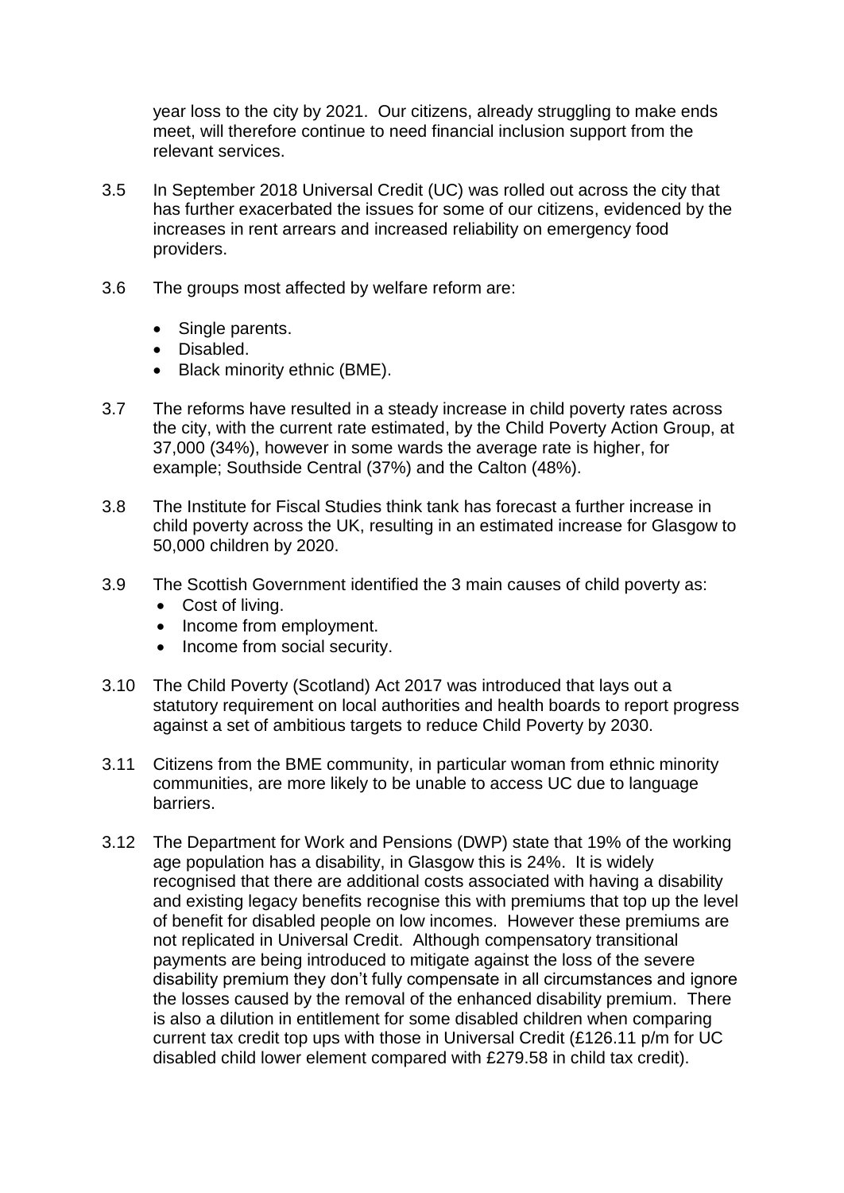year loss to the city by 2021. Our citizens, already struggling to make ends meet, will therefore continue to need financial inclusion support from the relevant services.

3.5 In September 2018 Universal Credit (UC) was rolled out across the city that has further exacerbated the issues for some of our citizens, evidenced by the increases in rent arrears and increased reliability on emergency food providers.

3.6 The groups most affected by welfare reform are:

- Single parents.
- Disabled.
- Black minority ethnic (BME).

3.7 The reforms have resulted in a steady increase in child poverty rates across the city, with the current rate estimated, by the Child Poverty Action Group, at 37,000 (34%), however in some wards the average rate is higher, for example; Southside Central (37%) and the Calton (48%).

3.8 The Institute for Fiscal Studies think tank has forecast a further increase in child poverty across the UK, resulting in an estimated increase for Glasgow to 50,000 children by 2020.

3.9 The Scottish Government identified the 3 main causes of child poverty as:

- Cost of living.
- Income from employment.
- Income from social security.

3.10 The Child Poverty (Scotland) Act 2017 was introduced that lays out a statutory requirement on local authorities and health boards to report progress against a set of ambitious targets to reduce Child Poverty by 2030.

3.11 Citizens from the BME community, in particular woman from ethnic minority communities, are more likely to be unable to access UC due to language barriers.

3.12 The Department for Work and Pensions (DWP) state that 19% of the working age population has a disability, in Glasgow this is 24%. It is widely recognised that there are additional costs associated with having a disability and existing legacy benefits recognise this with premiums that top up the level of benefit for disabled people on low incomes. However these premiums are not replicated in Universal Credit. Although compensatory transitional payments are being introduced to mitigate against the loss of the severe disability premium they don't fully compensate in all circumstances and ignore the losses caused by the removal of the enhanced disability premium. There is also a dilution in entitlement for some disabled children when comparing current tax credit top ups with those in Universal Credit (£126.11 p/m for UC disabled child lower element compared with £279.58 in child tax credit).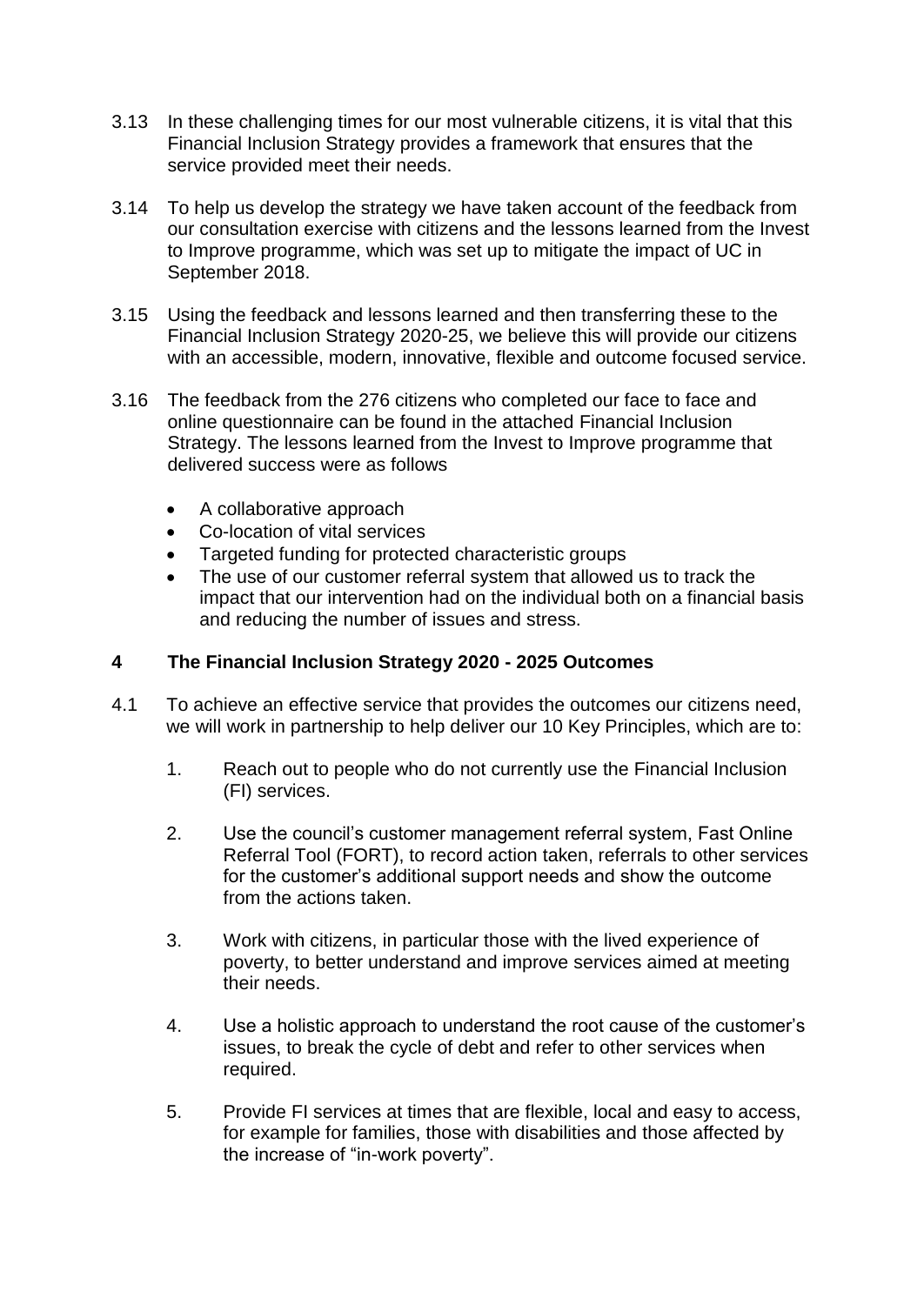3.13 In these challenging times for our most vulnerable citizens, it is vital that this Financial Inclusion Strategy provides a framework that ensures that the service provided meet their needs.

3.14 To help us develop the strategy we have taken account of the feedback from our consultation exercise with citizens and the lessons learned from the Invest to Improve programme, which was set up to mitigate the impact of UC in September 2018.

3.15 Using the feedback and lessons learned and then transferring these to the Financial Inclusion Strategy 2020-25, we believe this will provide our citizens with an accessible, modern, innovative, flexible and outcome focused service.

3.16 The feedback from the 276 citizens who completed our face to face and online questionnaire can be found in the attached Financial Inclusion Strategy. The lessons learned from the Invest to Improve programme that delivered success were as follows

- A collaborative approach
- Co-location of vital services
- Targeted funding for protected characteristic groups
- The use of our customer referral system that allowed us to track the impact that our intervention had on the individual both on a financial basis and reducing the number of issues and stress.

## 4 The Financial Inclusion Strategy 2020 - 2025 Outcomes

4.1 To achieve an effective service that provides the outcomes our citizens need, we will work in partnership to help deliver our 10 Key Principles, which are to:

1. Reach out to people who do not currently use the Financial Inclusion (FI) services.

2. Use the council's customer management referral system, Fast Online Referral Tool (FORT), to record action taken, referrals to other services for the customer's additional support needs and show the outcome from the actions taken.

3. Work with citizens, in particular those with the lived experience of poverty, to better understand and improve services aimed at meeting their needs.

4. Use a holistic approach to understand the root cause of the customer's issues, to break the cycle of debt and refer to other services when required.

5. Provide FI services at times that are flexible, local and easy to access, for example for families, those with disabilities and those affected by the increase of "in-work poverty".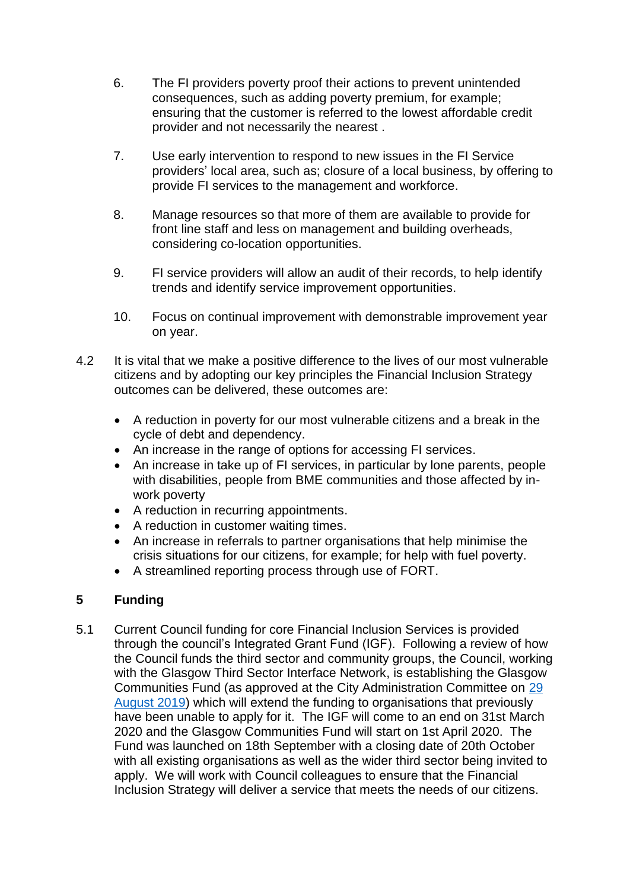6. The FI providers poverty proof their actions to prevent unintended consequences, such as adding poverty premium, for example; ensuring that the customer is referred to the lowest affordable credit provider and not necessarily the nearest .

7. Use early intervention to respond to new issues in the FI Service providers' local area, such as; closure of a local business, by offering to provide FI services to the management and workforce.

8. Manage resources so that more of them are available to provide for front line staff and less on management and building overheads, considering co-location opportunities.

9. FI service providers will allow an audit of their records, to help identify trends and identify service improvement opportunities.

10. Focus on continual improvement with demonstrable improvement year on year.

4.2 It is vital that we make a positive difference to the lives of our most vulnerable citizens and by adopting our key principles the Financial Inclusion Strategy outcomes can be delivered, these outcomes are:

- A reduction in poverty for our most vulnerable citizens and a break in the cycle of debt and dependency.
- An increase in the range of options for accessing FI services.
- An increase in take up of FI services, in particular by lone parents, people with disabilities, people from BME communities and those affected by in-work poverty
- A reduction in recurring appointments.
- A reduction in customer waiting times.
- An increase in referrals to partner organisations that help minimise the crisis situations for our citizens, for example; for help with fuel poverty.
- A streamlined reporting process through use of FORT.

## 5 Funding

5.1 Current Council funding for core Financial Inclusion Services is provided through the council's Integrated Grant Fund (IGF). Following a review of how the Council funds the third sector and community groups, the Council, working with the Glasgow Third Sector Interface Network, is establishing the Glasgow Communities Fund (as approved at the City Administration Committee on 29 August 2019) which will extend the funding to organisations that previously have been unable to apply for it. The IGF will come to an end on 31st March 2020 and the Glasgow Communities Fund will start on 1st April 2020. The Fund was launched on 18th September with a closing date of 20th October with all existing organisations as well as the wider third sector being invited to apply. We will work with Council colleagues to ensure that the Financial Inclusion Strategy will deliver a service that meets the needs of our citizens.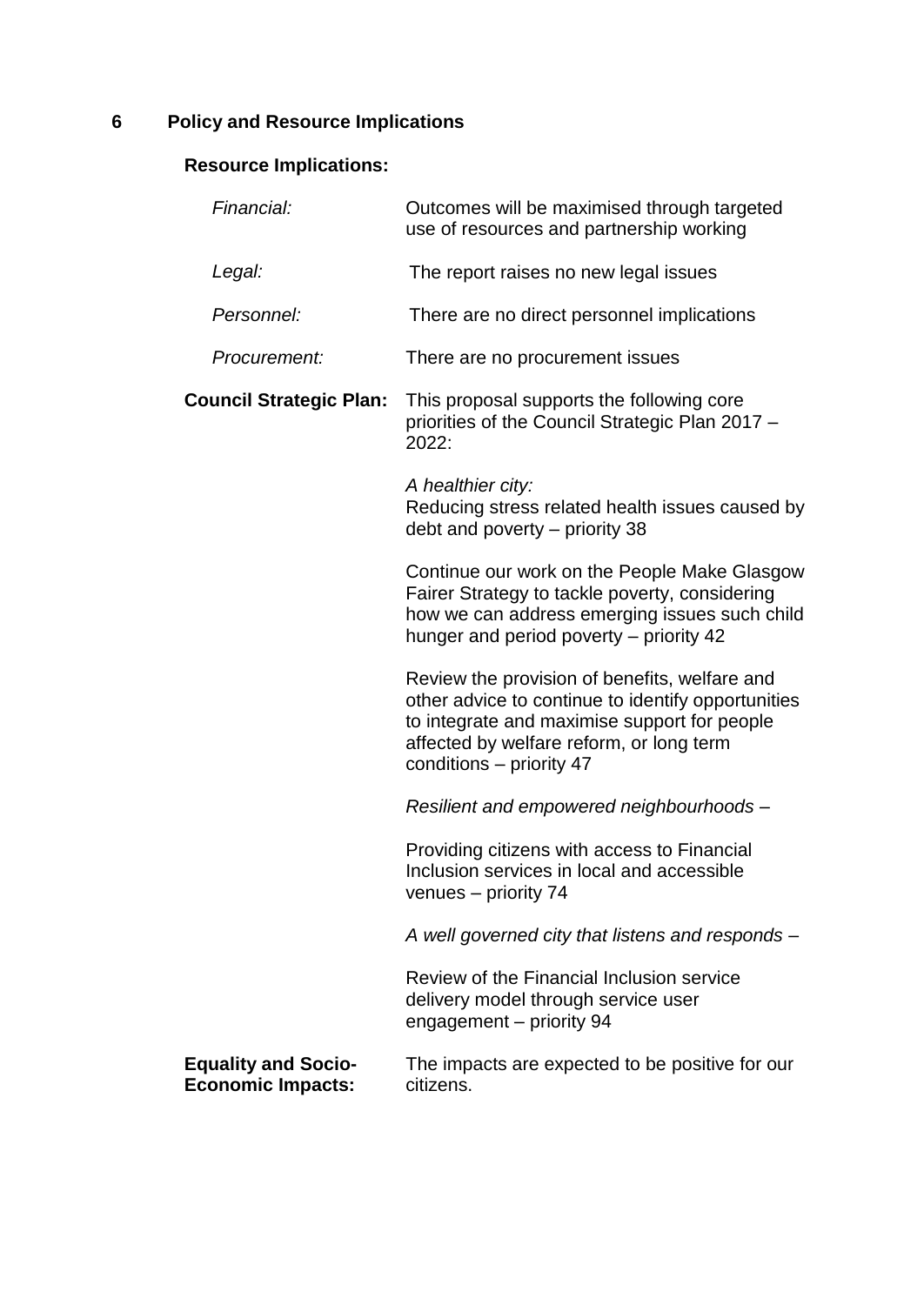## 6 Policy and Resource Implications

**Resource Implications:**

*Financial:* Outcomes will be maximised through targeted use of resources and partnership working

*Legal:* The report raises no new legal issues

*Personnel:* There are no direct personnel implications

*Procurement:* There are no procurement issues

**Council Strategic Plan:** This proposal supports the following core priorities of the Council Strategic Plan 2017 – 2022:

*A healthier city:*
Reducing stress related health issues caused by debt and poverty – priority 38

Continue our work on the People Make Glasgow Fairer Strategy to tackle poverty, considering how we can address emerging issues such child hunger and period poverty – priority 42

Review the provision of benefits, welfare and other advice to continue to identify opportunities to integrate and maximise support for people affected by welfare reform, or long term conditions – priority 47

*Resilient and empowered neighbourhoods –*

Providing citizens with access to Financial Inclusion services in local and accessible venues – priority 74

*A well governed city that listens and responds –*

Review of the Financial Inclusion service delivery model through service user engagement – priority 94

**Equality and Socio-Economic Impacts:** The impacts are expected to be positive for our citizens.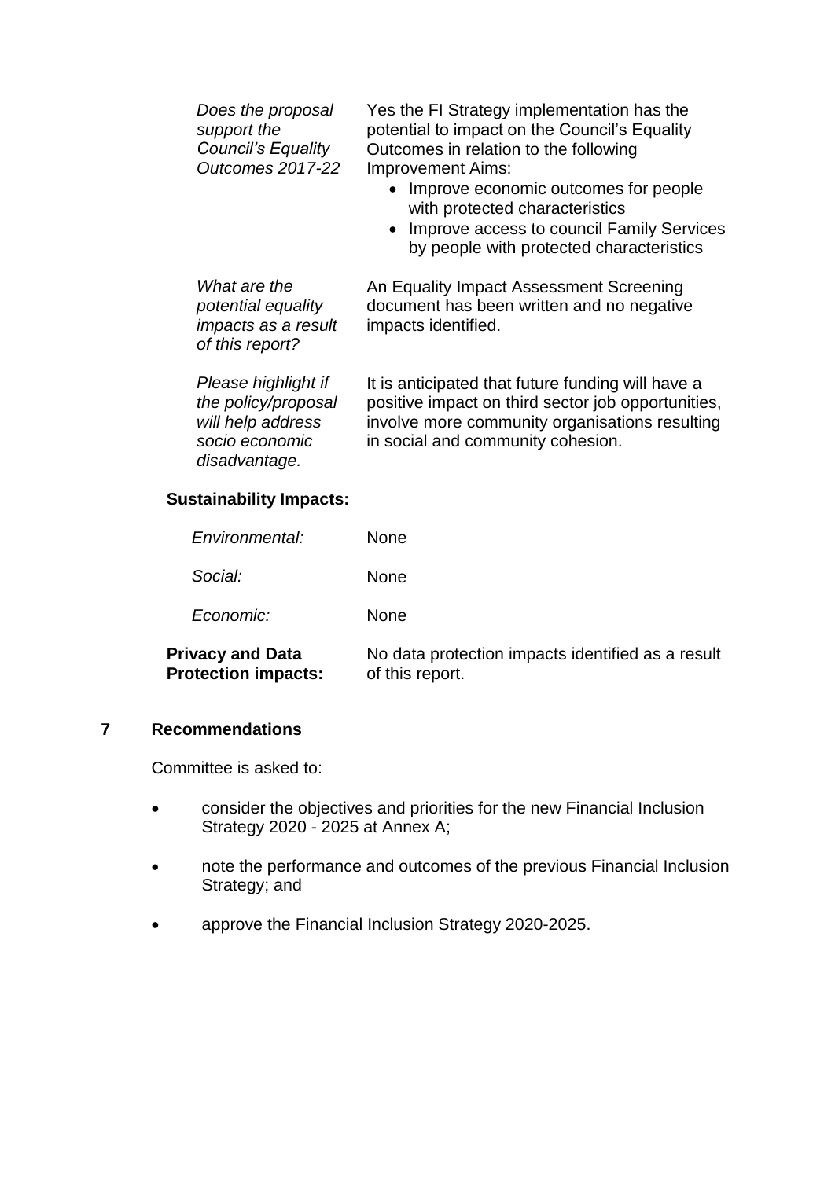| | |
|---|---|
| *Does the proposal support the Council's Equality Outcomes 2017-22* | Yes the FI Strategy implementation has the potential to impact on the Council's Equality Outcomes in relation to the following Improvement Aims:<br>• Improve economic outcomes for people with protected characteristics<br>• Improve access to council Family Services by people with protected characteristics |
| *What are the potential equality impacts as a result of this report?* | An Equality Impact Assessment Screening document has been written and no negative impacts identified. |
| *Please highlight if the policy/proposal will help address socio economic disadvantage.* | It is anticipated that future funding will have a positive impact on third sector job opportunities, involve more community organisations resulting in social and community cohesion. |

**Sustainability Impacts:**

| | |
|---|---|
| *Environmental:* | None |
| *Social:* | None |
| *Economic:* | None |
| **Privacy and Data Protection impacts:** | No data protection impacts identified as a result of this report. |

## 7 Recommendations

Committee is asked to:

- consider the objectives and priorities for the new Financial Inclusion Strategy 2020 - 2025 at Annex A;
- note the performance and outcomes of the previous Financial Inclusion Strategy; and
- approve the Financial Inclusion Strategy 2020-2025.